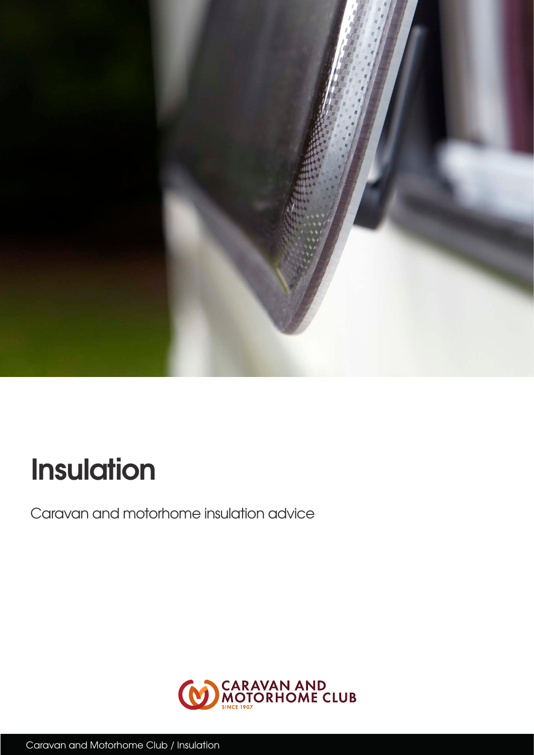# Insulation

Caravan and motorhome insulation advice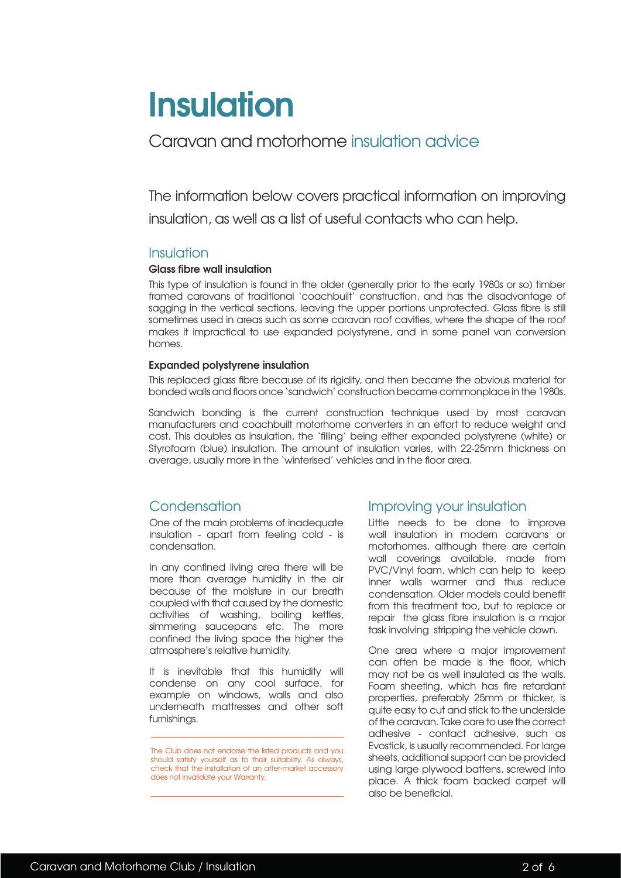# Insulation

## Caravan and motorhome insulation advice

The information below covers practical information on improving insulation, as well as a list of useful contacts who can help.

## Insulation

### Glass fibre wall insulation

This type of insulation is found in the older (generally prior to the early 1980s or so) timber framed caravans of traditional 'coachbuilt' construction, and has the disadvantage of sagging in the vertical sections, leaving the upper portions unprotected. Glass fibre is still sometimes used in areas such as some caravan roof cavities, where the shape of the roof makes it impractical to use expanded polystyrene, and in some panel van conversion homes.

### Expanded polystyrene insulation

This replaced glass fibre because of its rigidity, and then became the obvious material for bonded walls and floors once 'sandwich' construction became commonplace in the 1980s.

Sandwich bonding is the current construction technique used by most caravan manufacturers and coachbuilt motorhome converters in an effort to reduce weight and cost. This doubles as insulation, the 'filling' being either expanded polystyrene (white) or Styrofoam (blue) insulation. The amount of insulation varies, with 22-25mm thickness on average, usually more in the 'winterised' vehicles and in the floor area.

## Condensation

One of the main problems of inadequate insulation - apart from feeling cold - is condensation.

In any confined living area there will be more than average humidity in the air because of the moisture in our breath coupled with that caused by the domestic activities of washing, boiling kettles, simmering saucepans etc. The more confined the living space the higher the atmosphere's relative humidity.

It is inevitable that this humidity will condense on any cool surface, for example on windows, walls and also underneath mattresses and other soft furnishings.

The Club does not endorse the listed products and you should satisfy yourself as to their suitability. As always, check that the installation of an after-market accessory does not invalidate your Warranty.

## Improving your insulation

Little needs to be done to improve wall insulation in modern caravans or motorhomes, although there are certain wall coverings available, made from PVC/Vinyl foam, which can help to keep inner walls warmer and thus reduce condensation. Older models could benefit from this treatment too, but to replace or repair the glass fibre insulation is a major task involving stripping the vehicle down.

One area where a major improvement can often be made is the floor, which may not be as well insulated as the walls. Foam sheeting, which has fire retardant properties, preferably 25mm or thicker, is quite easy to cut and stick to the underside of the caravan. Take care to use the correct adhesive - contact adhesive, such as Evostick, is usually recommended. For large sheets, additional support can be provided using large plywood battens, screwed into place. A thick foam backed carpet will also be beneficial.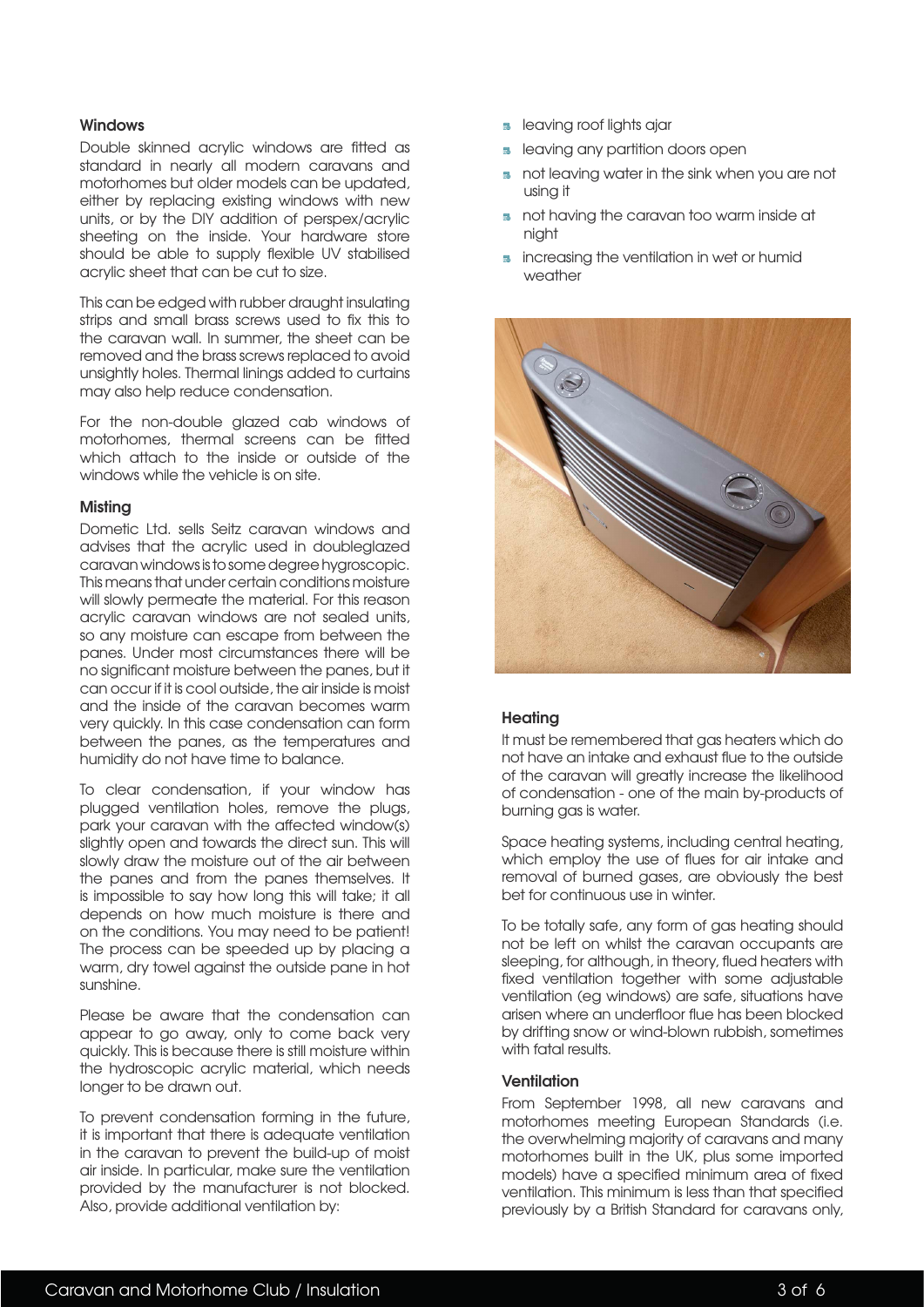### Windows

Double skinned acrylic windows are fitted as standard in nearly all modern caravans and motorhomes but older models can be updated, either by replacing existing windows with new units, or by the DIY addition of perspex/acrylic sheeting on the inside. Your hardware store should be able to supply flexible UV stabilised acrylic sheet that can be cut to size.

This can be edged with rubber draught insulating strips and small brass screws used to fix this to the caravan wall. In summer, the sheet can be removed and the brass screws replaced to avoid unsightly holes. Thermal linings added to curtains may also help reduce condensation.

For the non-double glazed cab windows of motorhomes, thermal screens can be fitted which attach to the inside or outside of the windows while the vehicle is on site.

### Misting

Dometic Ltd. sells Seitz caravan windows and advises that the acrylic used in doubleglazed caravan windows is to some degree hygroscopic. This means that under certain conditions moisture will slowly permeate the material. For this reason acrylic caravan windows are not sealed units, so any moisture can escape from between the panes. Under most circumstances there will be no significant moisture between the panes, but it can occur if it is cool outside, the air inside is moist and the inside of the caravan becomes warm very quickly. In this case condensation can form between the panes, as the temperatures and humidity do not have time to balance.

To clear condensation, if your window has plugged ventilation holes, remove the plugs, park your caravan with the affected window(s) slightly open and towards the direct sun. This will slowly draw the moisture out of the air between the panes and from the panes themselves. It is impossible to say how long this will take; it all depends on how much moisture is there and on the conditions. You may need to be patient! The process can be speeded up by placing a warm, dry towel against the outside pane in hot sunshine.

Please be aware that the condensation can appear to go away, only to come back very quickly. This is because there is still moisture within the hydroscopic acrylic material, which needs longer to be drawn out.

To prevent condensation forming in the future, it is important that there is adequate ventilation in the caravan to prevent the build-up of moist air inside. In particular, make sure the ventilation provided by the manufacturer is not blocked. Also, provide additional ventilation by:

- leaving roof lights ajar
- leaving any partition doors open
- not leaving water in the sink when you are not using it
- not having the caravan too warm inside at night
- increasing the ventilation in wet or humid weather

### Heating

It must be remembered that gas heaters which do not have an intake and exhaust flue to the outside of the caravan will greatly increase the likelihood of condensation - one of the main by-products of burning gas is water.

Space heating systems, including central heating, which employ the use of flues for air intake and removal of burned gases, are obviously the best bet for continuous use in winter.

To be totally safe, any form of gas heating should not be left on whilst the caravan occupants are sleeping, for although, in theory, flued heaters with fixed ventilation together with some adjustable ventilation (eg windows) are safe, situations have arisen where an underfloor flue has been blocked by drifting snow or wind-blown rubbish, sometimes with fatal results.

### Ventilation

From September 1998, all new caravans and motorhomes meeting European Standards (i.e. the overwhelming majority of caravans and many motorhomes built in the UK, plus some imported models) have a specified minimum area of fixed ventilation. This minimum is less than that specified previously by a British Standard for caravans only,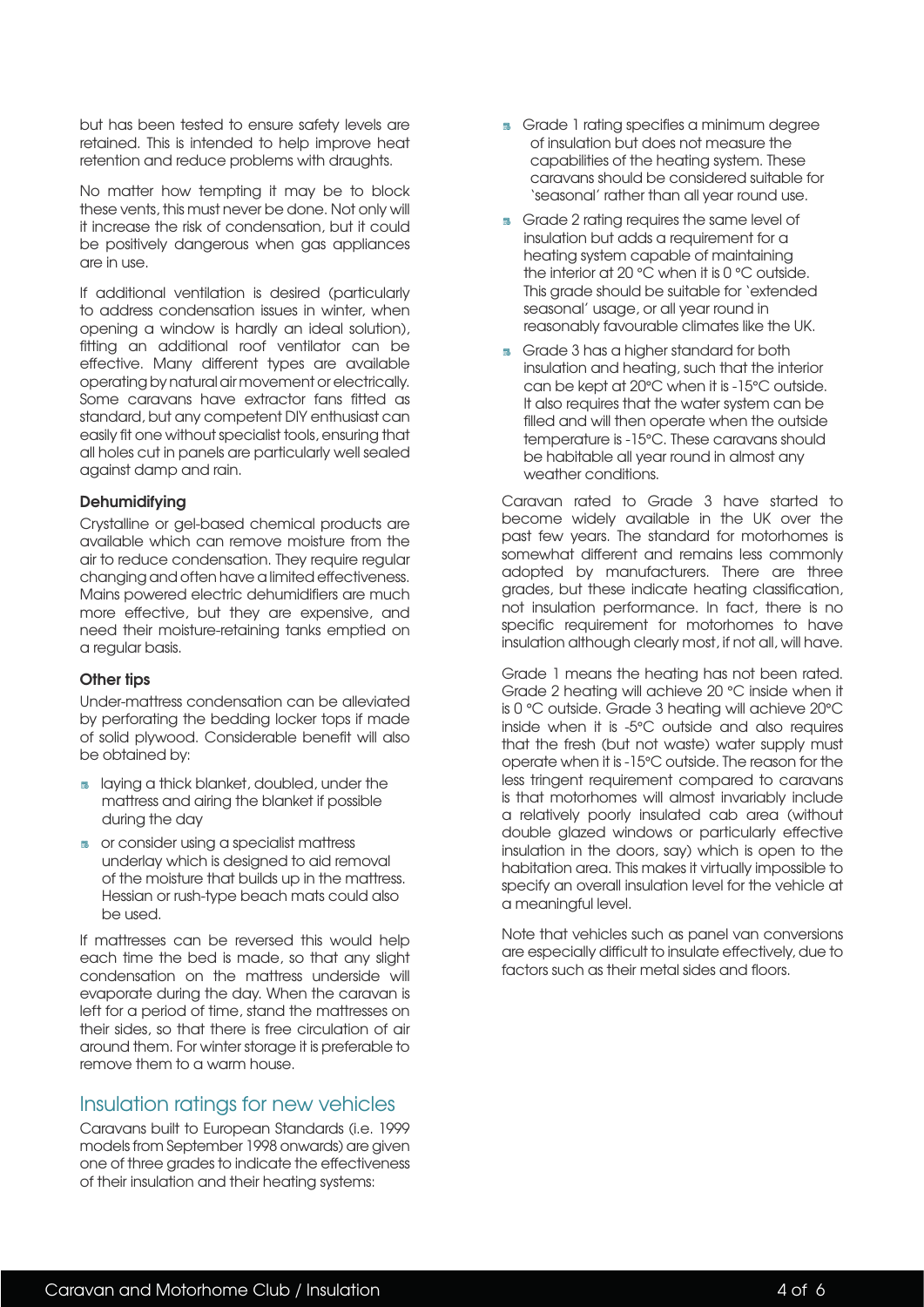but has been tested to ensure safety levels are retained. This is intended to help improve heat retention and reduce problems with draughts.

No matter how tempting it may be to block these vents, this must never be done. Not only will it increase the risk of condensation, but it could be positively dangerous when gas appliances are in use.

If additional ventilation is desired (particularly to address condensation issues in winter, when opening a window is hardly an ideal solution), fitting an additional roof ventilator can be effective. Many different types are available operating by natural air movement or electrically. Some caravans have extractor fans fitted as standard, but any competent DIY enthusiast can easily fit one without specialist tools, ensuring that all holes cut in panels are particularly well sealed against damp and rain.

### Dehumidifying

Crystalline or gel-based chemical products are available which can remove moisture from the air to reduce condensation. They require regular changing and often have a limited effectiveness. Mains powered electric dehumidifiers are much more effective, but they are expensive, and need their moisture-retaining tanks emptied on a regular basis.

### Other tips

Under-mattress condensation can be alleviated by perforating the bedding locker tops if made of solid plywood. Considerable benefit will also be obtained by:

- laying a thick blanket, doubled, under the mattress and airing the blanket if possible during the day
- or consider using a specialist mattress underlay which is designed to aid removal of the moisture that builds up in the mattress. Hessian or rush-type beach mats could also be used.

If mattresses can be reversed this would help each time the bed is made, so that any slight condensation on the mattress underside will evaporate during the day. When the caravan is left for a period of time, stand the mattresses on their sides, so that there is free circulation of air around them. For winter storage it is preferable to remove them to a warm house.

## Insulation ratings for new vehicles

Caravans built to European Standards (i.e. 1999 models from September 1998 onwards) are given one of three grades to indicate the effectiveness of their insulation and their heating systems:

- Grade 1 rating specifies a minimum degree of insulation but does not measure the capabilities of the heating system. These caravans should be considered suitable for 'seasonal' rather than all year round use.
- Grade 2 rating requires the same level of insulation but adds a requirement for a heating system capable of maintaining the interior at 20 °C when it is 0 °C outside. This grade should be suitable for 'extended seasonal' usage, or all year round in reasonably favourable climates like the UK.
- Grade 3 has a higher standard for both insulation and heating, such that the interior can be kept at 20°C when it is -15°C outside. It also requires that the water system can be filled and will then operate when the outside temperature is -15°C. These caravans should be habitable all year round in almost any weather conditions.

Caravan rated to Grade 3 have started to become widely available in the UK over the past few years. The standard for motorhomes is somewhat different and remains less commonly adopted by manufacturers. There are three grades, but these indicate heating classification, not insulation performance. In fact, there is no specific requirement for motorhomes to have insulation although clearly most, if not all, will have.

Grade 1 means the heating has not been rated. Grade 2 heating will achieve 20 °C inside when it is 0 °C outside. Grade 3 heating will achieve 20°C inside when it is -5°C outside and also requires that the fresh (but not waste) water supply must operate when it is -15°C outside. The reason for the less tringent requirement compared to caravans is that motorhomes will almost invariably include a relatively poorly insulated cab area (without double glazed windows or particularly effective insulation in the doors, say) which is open to the habitation area. This makes it virtually impossible to specify an overall insulation level for the vehicle at a meaningful level.

Note that vehicles such as panel van conversions are especially difficult to insulate effectively, due to factors such as their metal sides and floors.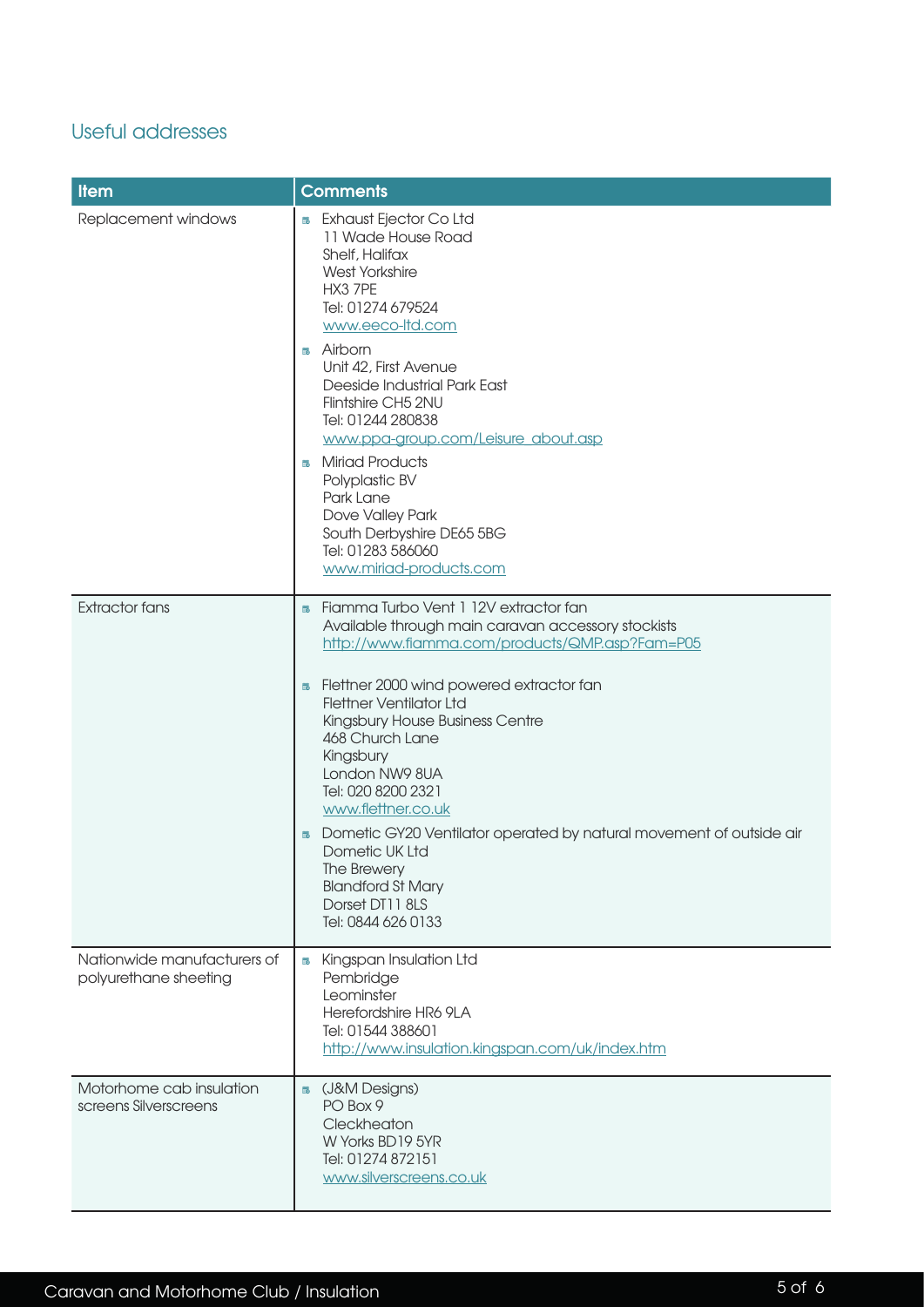## Useful addresses

| Item | Comments |
|---|---|
| Replacement windows | - Exhaust Ejector Co Ltd<br>11 Wade House Road<br>Shelf, Halifax<br>West Yorkshire<br>HX3 7PE<br>Tel: 01274 679524<br>www.eeco-ltd.com<br>- Airborn<br>Unit 42, First Avenue<br>Deeside Industrial Park East<br>Flintshire CH5 2NU<br>Tel: 01244 280838<br>www.ppa-group.com/Leisure_about.asp<br>- Miriad Products<br>Polyplastic BV<br>Park Lane<br>Dove Valley Park<br>South Derbyshire DE65 5BG<br>Tel: 01283 586060<br>www.miriad-products.com |
| Extractor fans | - Fiamma Turbo Vent 1 12V extractor fan<br>Available through main caravan accessory stockists<br>http://www.fiamma.com/products/QMP.asp?Fam=P05<br>- Flettner 2000 wind powered extractor fan<br>Flettner Ventilator Ltd<br>Kingsbury House Business Centre<br>468 Church Lane<br>Kingsbury<br>London NW9 8UA<br>Tel: 020 8200 2321<br>www.flettner.co.uk<br>- Dometic GY20 Ventilator operated by natural movement of outside air<br>Dometic UK Ltd<br>The Brewery<br>Blandford St Mary<br>Dorset DT11 8LS<br>Tel: 0844 626 0133 |
| Nationwide manufacturers of polyurethane sheeting | - Kingspan Insulation Ltd<br>Pembridge<br>Leominster<br>Herefordshire HR6 9LA<br>Tel: 01544 388601<br>http://www.insulation.kingspan.com/uk/index.htm |
| Motorhome cab insulation screens Silverscreens | - (J&M Designs)<br>PO Box 9<br>Cleckheaton<br>W Yorks BD19 5YR<br>Tel: 01274 872151<br>www.silverscreens.co.uk |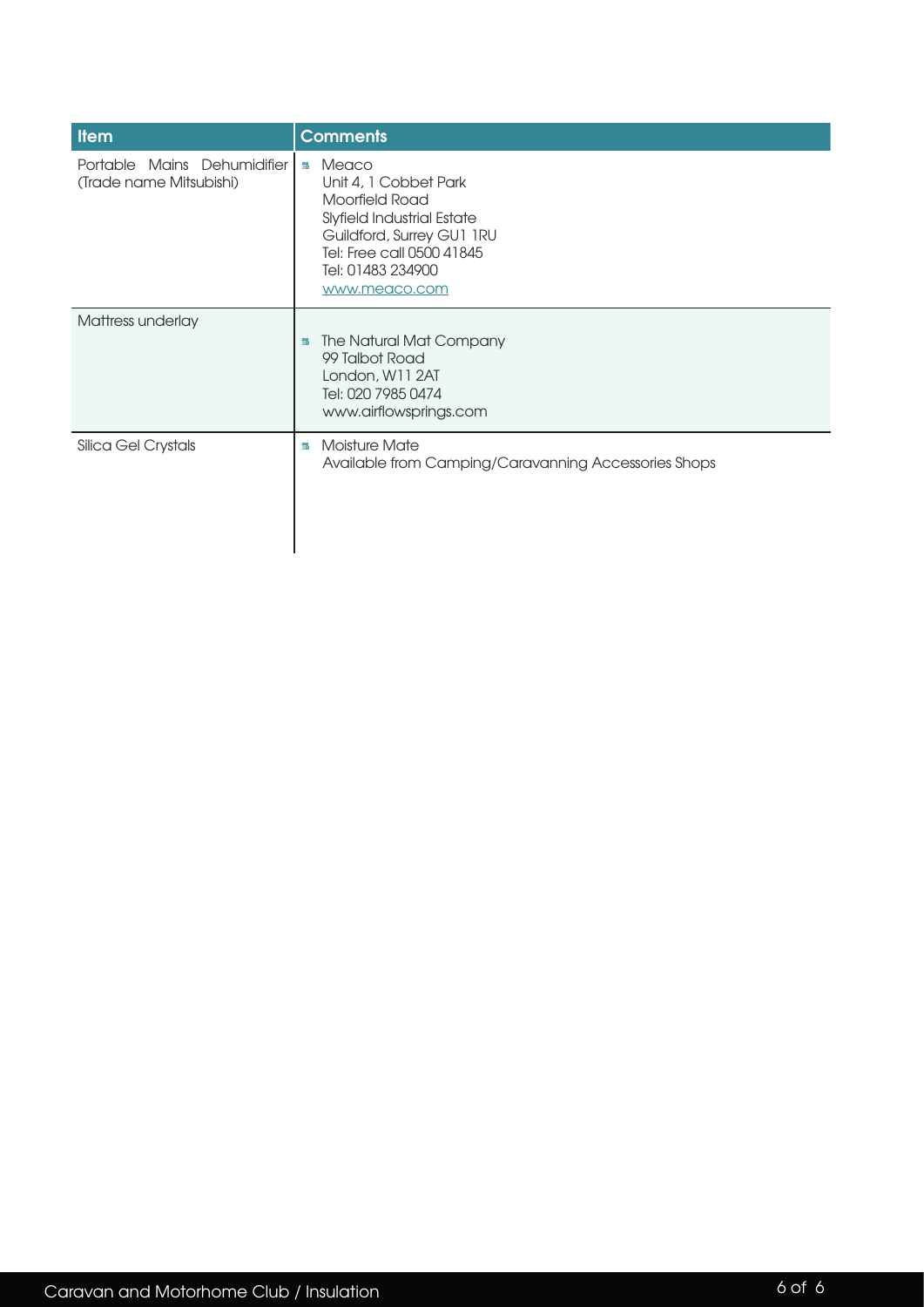| Item | Comments |
| --- | --- |
| Portable Mains Dehumidifier (Trade name Mitsubishi) | ▪ Meaco<br>Unit 4, 1 Cobbet Park<br>Moorfield Road<br>Slyfield Industrial Estate<br>Guildford, Surrey GU1 1RU<br>Tel: Free call 0500 41845<br>Tel: 01483 234900<br>www.meaco.com |
| Mattress underlay | ▪ The Natural Mat Company<br>99 Talbot Road<br>London, W11 2AT<br>Tel: 020 7985 0474<br>www.airflowsprings.com |
| Silica Gel Crystals | ▪ Moisture Mate<br>Available from Camping/Caravanning Accessories Shops |